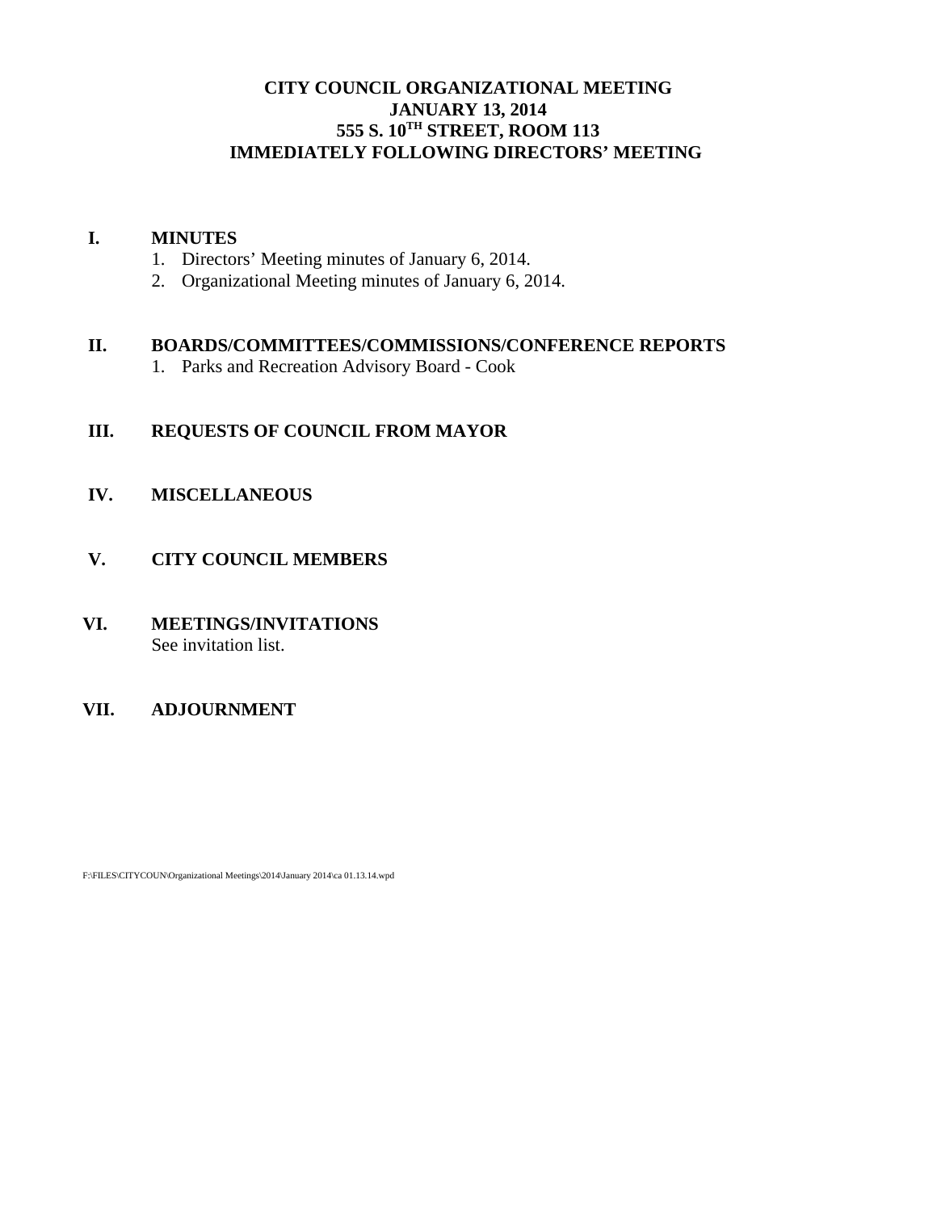# CITY COUNCIL ORGANIZATIONAL MEETING
# JANUARY 13, 2014
# 555 S. 10TH STREET, ROOM 113
# IMMEDIATELY FOLLOWING DIRECTORS' MEETING

## I. MINUTES

1. Directors' Meeting minutes of January 6, 2014.
2. Organizational Meeting minutes of January 6, 2014.

## II. BOARDS/COMMITTEES/COMMISSIONS/CONFERENCE REPORTS

1. Parks and Recreation Advisory Board - Cook

## III. REQUESTS OF COUNCIL FROM MAYOR

## IV. MISCELLANEOUS

## V. CITY COUNCIL MEMBERS

## VI. MEETINGS/INVITATIONS

See invitation list.

## VII. ADJOURNMENT

F:\FILES\CITYCOUN\Organizational Meetings\2014\January 2014\ca 01.13.14.wpd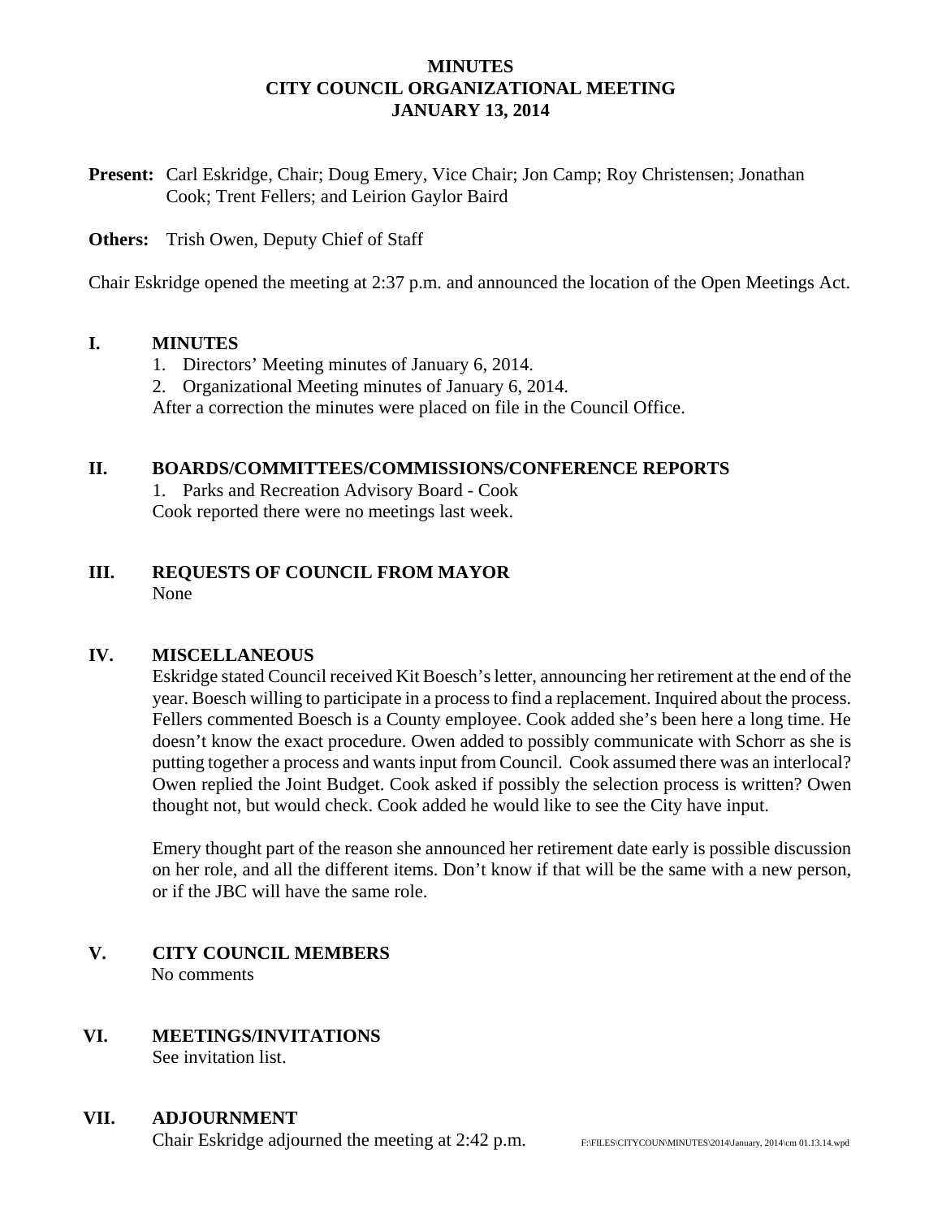# MINUTES
# CITY COUNCIL ORGANIZATIONAL MEETING
# JANUARY 13, 2014

**Present:** Carl Eskridge, Chair; Doug Emery, Vice Chair; Jon Camp; Roy Christensen; Jonathan Cook; Trent Fellers; and Leirion Gaylor Baird

**Others:** Trish Owen, Deputy Chief of Staff

Chair Eskridge opened the meeting at 2:37 p.m. and announced the location of the Open Meetings Act.

## I. MINUTES

1. Directors' Meeting minutes of January 6, 2014.
2. Organizational Meeting minutes of January 6, 2014.

After a correction the minutes were placed on file in the Council Office.

## II. BOARDS/COMMITTEES/COMMISSIONS/CONFERENCE REPORTS

1. Parks and Recreation Advisory Board - Cook

Cook reported there were no meetings last week.

## III. REQUESTS OF COUNCIL FROM MAYOR

None

## IV. MISCELLANEOUS

Eskridge stated Council received Kit Boesch's letter, announcing her retirement at the end of the year. Boesch willing to participate in a process to find a replacement. Inquired about the process. Fellers commented Boesch is a County employee. Cook added she's been here a long time. He doesn't know the exact procedure. Owen added to possibly communicate with Schorr as she is putting together a process and wants input from Council. Cook assumed there was an interlocal? Owen replied the Joint Budget. Cook asked if possibly the selection process is written? Owen thought not, but would check. Cook added he would like to see the City have input.

Emery thought part of the reason she announced her retirement date early is possible discussion on her role, and all the different items. Don't know if that will be the same with a new person, or if the JBC will have the same role.

## V. CITY COUNCIL MEMBERS

No comments

## VI. MEETINGS/INVITATIONS

See invitation list.

## VII. ADJOURNMENT

Chair Eskridge adjourned the meeting at 2:42 p.m.

F:\FILES\CITYCOUN\MINUTES\2014\January, 2014\cm 01.13.14.wpd